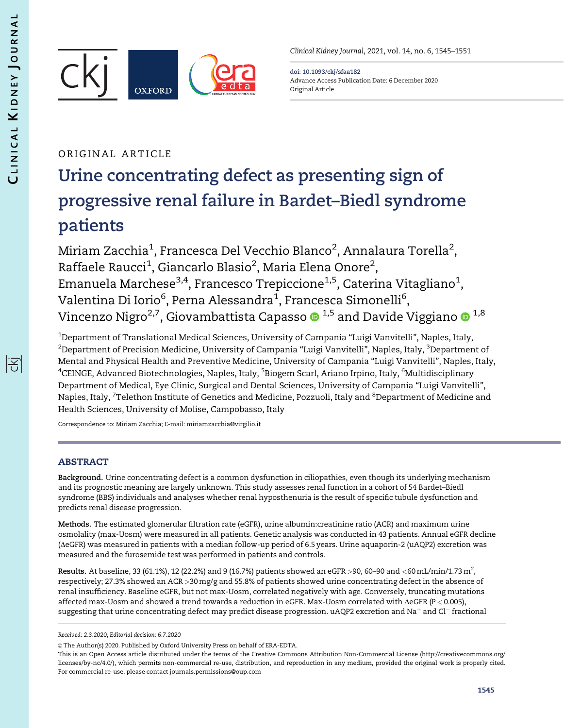Clinical Kidney Journal, 2021, vol. 14, no. 6, 1545–1551

doi: 10.1093/ckj/sfaa182
Advance Access Publication Date: 6 December 2020
Original Article

ORIGINAL ARTICLE

# Urine concentrating defect as presenting sign of progressive renal failure in Bardet–Biedl syndrome patients

Miriam Zacchia[1], Francesca Del Vecchio Blanco[2], Annalaura Torella[2], Raffaele Raucci[1], Giancarlo Blasio[2], Maria Elena Onore[2], Emanuela Marchese[3,4], Francesco Trepiccione[1,5], Caterina Vitagliano[1], Valentina Di Iorio[6], Perna Alessandra[1], Francesca Simonelli[6], Vincenzo Nigro[2,7], Giovambattista Capasso[1,5] and Davide Viggiano[1,8]

[1]Department of Translational Medical Sciences, University of Campania "Luigi Vanvitelli", Naples, Italy, [2]Department of Precision Medicine, University of Campania "Luigi Vanvitelli", Naples, Italy, [3]Department of Mental and Physical Health and Preventive Medicine, University of Campania "Luigi Vanvitelli", Naples, Italy, [4]CEINGE, Advanced Biotechnologies, Naples, Italy, [5]Biogem Scarl, Ariano Irpino, Italy, [6]Multidisciplinary Department of Medical, Eye Clinic, Surgical and Dental Sciences, University of Campania "Luigi Vanvitelli", Naples, Italy, [7]Telethon Institute of Genetics and Medicine, Pozzuoli, Italy and [8]Department of Medicine and Health Sciences, University of Molise, Campobasso, Italy

Correspondence to: Miriam Zacchia; E-mail: miriamzacchia@virgilio.it

## ABSTRACT

**Background.** Urine concentrating defect is a common dysfunction in ciliopathies, even though its underlying mechanism and its prognostic meaning are largely unknown. This study assesses renal function in a cohort of 54 Bardet–Biedl syndrome (BBS) individuals and analyses whether renal hyposthenuria is the result of specific tubule dysfunction and predicts renal disease progression.

**Methods.** The estimated glomerular filtration rate (eGFR), urine albumin:creatinine ratio (ACR) and maximum urine osmolality (max-Uosm) were measured in all patients. Genetic analysis was conducted in 43 patients. Annual eGFR decline (ΔeGFR) was measured in patients with a median follow-up period of 6.5 years. Urine aquaporin-2 (uAQP2) excretion was measured and the furosemide test was performed in patients and controls.

**Results.** At baseline, 33 (61.1%), 12 (22.2%) and 9 (16.7%) patients showed an eGFR >90, 60–90 and <60 mL/min/1.73 $m^2$, respectively; 27.3% showed an ACR >30 mg/g and 55.8% of patients showed urine concentrating defect in the absence of renal insufficiency. Baseline eGFR, but not max-Uosm, correlated negatively with age. Conversely, truncating mutations affected max-Uosm and showed a trend towards a reduction in eGFR. Max-Uosm correlated with ΔeGFR ($P < 0.005$), suggesting that urine concentrating defect may predict disease progression. uAQP2 excretion and $Na^+$ and $Cl^-$ fractional

*Received: 2.3.2020; Editorial decision: 6.7.2020*

© The Author(s) 2020. Published by Oxford University Press on behalf of ERA-EDTA.
This is an Open Access article distributed under the terms of the Creative Commons Attribution Non-Commercial License (http://creativecommons.org/licenses/by-nc/4.0/), which permits non-commercial re-use, distribution, and reproduction in any medium, provided the original work is properly cited. For commercial re-use, please contact journals.permissions@oup.com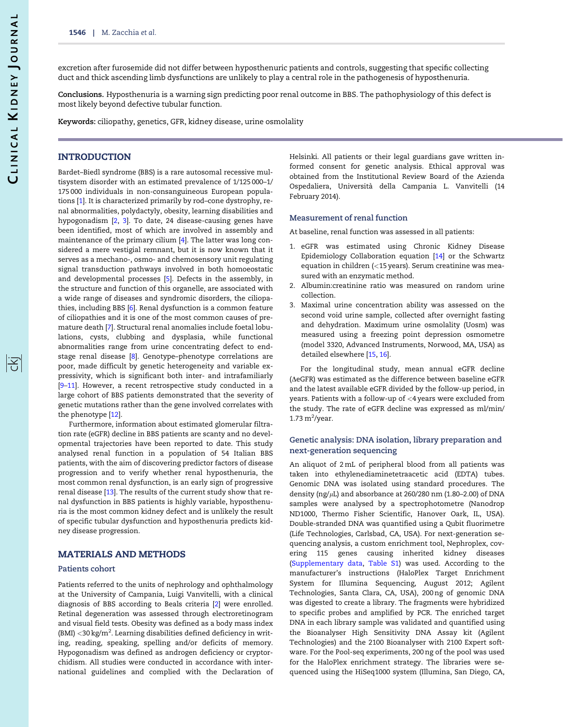excretion after furosemide did not differ between hyposthenuric patients and controls, suggesting that specific collecting duct and thick ascending limb dysfunctions are unlikely to play a central role in the pathogenesis of hyposthenuria.

**Conclusions.** Hyposthenuria is a warning sign predicting poor renal outcome in BBS. The pathophysiology of this defect is most likely beyond defective tubular function.

**Keywords:** ciliopathy, genetics, GFR, kidney disease, urine osmolality

## INTRODUCTION

Bardet–Biedl syndrome (BBS) is a rare autosomal recessive multisystem disorder with an estimated prevalence of 1/125 000–1/175 000 individuals in non-consanguineous European populations [1]. It is characterized primarily by rod–cone dystrophy, renal abnormalities, polydactyly, obesity, learning disabilities and hypogonadism [2, 3]. To date, 24 disease-causing genes have been identified, most of which are involved in assembly and maintenance of the primary cilium [4]. The latter was long considered a mere vestigial remnant, but it is now known that it serves as a mechano-, osmo- and chemosensory unit regulating signal transduction pathways involved in both homoeostatic and developmental processes [5]. Defects in the assembly, in the structure and function of this organelle, are associated with a wide range of diseases and syndromic disorders, the ciliopathies, including BBS [6]. Renal dysfunction is a common feature of ciliopathies and it is one of the most common causes of premature death [7]. Structural renal anomalies include foetal lobulations, cysts, clubbing and dysplasia, while functional abnormalities range from urine concentrating defect to end-stage renal disease [8]. Genotype–phenotype correlations are poor, made difficult by genetic heterogeneity and variable expressivity, which is significant both inter- and intrafamiliarly [9–11]. However, a recent retrospective study conducted in a large cohort of BBS patients demonstrated that the severity of genetic mutations rather than the gene involved correlates with the phenotype [12].

Furthermore, information about estimated glomerular filtration rate (eGFR) decline in BBS patients are scanty and no developmental trajectories have been reported to date. This study analysed renal function in a population of 54 Italian BBS patients, with the aim of discovering predictor factors of disease progression and to verify whether renal hyposthenuria, the most common renal dysfunction, is an early sign of progressive renal disease [13]. The results of the current study show that renal dysfunction in BBS patients is highly variable, hyposthenuria is the most common kidney defect and is unlikely the result of specific tubular dysfunction and hyposthenuria predicts kidney disease progression.

## MATERIALS AND METHODS

### Patients cohort

Patients referred to the units of nephrology and ophthalmology at the University of Campania, Luigi Vanvitelli, with a clinical diagnosis of BBS according to Beals criteria [2] were enrolled. Retinal degeneration was assessed through electroretinogram and visual field tests. Obesity was defined as a body mass index (BMI) <30 kg/m$^2$. Learning disabilities defined deficiency in writing, reading, speaking, spelling and/or deficits of memory. Hypogonadism was defined as androgen deficiency or cryptorchidism. All studies were conducted in accordance with international guidelines and complied with the Declaration of Helsinki. All patients or their legal guardians gave written informed consent for genetic analysis. Ethical approval was obtained from the Institutional Review Board of the Azienda Ospedaliera, Università della Campania L. Vanvitelli (14 February 2014).

### Measurement of renal function

At baseline, renal function was assessed in all patients:

1. eGFR was estimated using Chronic Kidney Disease Epidemiology Collaboration equation [14] or the Schwartz equation in children (<15 years). Serum creatinine was measured with an enzymatic method.
2. Albumin:creatinine ratio was measured on random urine collection.
3. Maximal urine concentration ability was assessed on the second void urine sample, collected after overnight fasting and dehydration. Maximum urine osmolality (Uosm) was measured using a freezing point depression osmometre (model 3320, Advanced Instruments, Norwood, MA, USA) as detailed elsewhere [15, 16].

For the longitudinal study, mean annual eGFR decline (ΔeGFR) was estimated as the difference between baseline eGFR and the latest available eGFR divided by the follow-up period, in years. Patients with a follow-up of <4 years were excluded from the study. The rate of eGFR decline was expressed as ml/min/1.73 m$^2$/year.

### Genetic analysis: DNA isolation, library preparation and next-generation sequencing

An aliquot of 2 mL of peripheral blood from all patients was taken into ethylenediaminetetraacetic acid (EDTA) tubes. Genomic DNA was isolated using standard procedures. The density (ng/μL) and absorbance at 260/280 nm (1.80–2.00) of DNA samples were analysed by a spectrophotometre (Nanodrop ND1000, Thermo Fisher Scientific, Hanover Oark, IL, USA). Double-stranded DNA was quantified using a Qubit fluorimetre (Life Technologies, Carlsbad, CA, USA). For next-generation sequencing analysis, a custom enrichment tool, Nephroplex, covering 115 genes causing inherited kidney diseases (Supplementary data, Table S1) was used. According to the manufacturer's instructions (HaloPlex Target Enrichment System for Illumina Sequencing, August 2012; Agilent Technologies, Santa Clara, CA, USA), 200 ng of genomic DNA was digested to create a library. The fragments were hybridized to specific probes and amplified by PCR. The enriched target DNA in each library sample was validated and quantified using the Bioanalyser High Sensitivity DNA Assay kit (Agilent Technologies) and the 2100 Bioanalyser with 2100 Expert software. For the Pool-seq experiments, 200 ng of the pool was used for the HaloPlex enrichment strategy. The libraries were sequenced using the HiSeq1000 system (Illumina, San Diego, CA,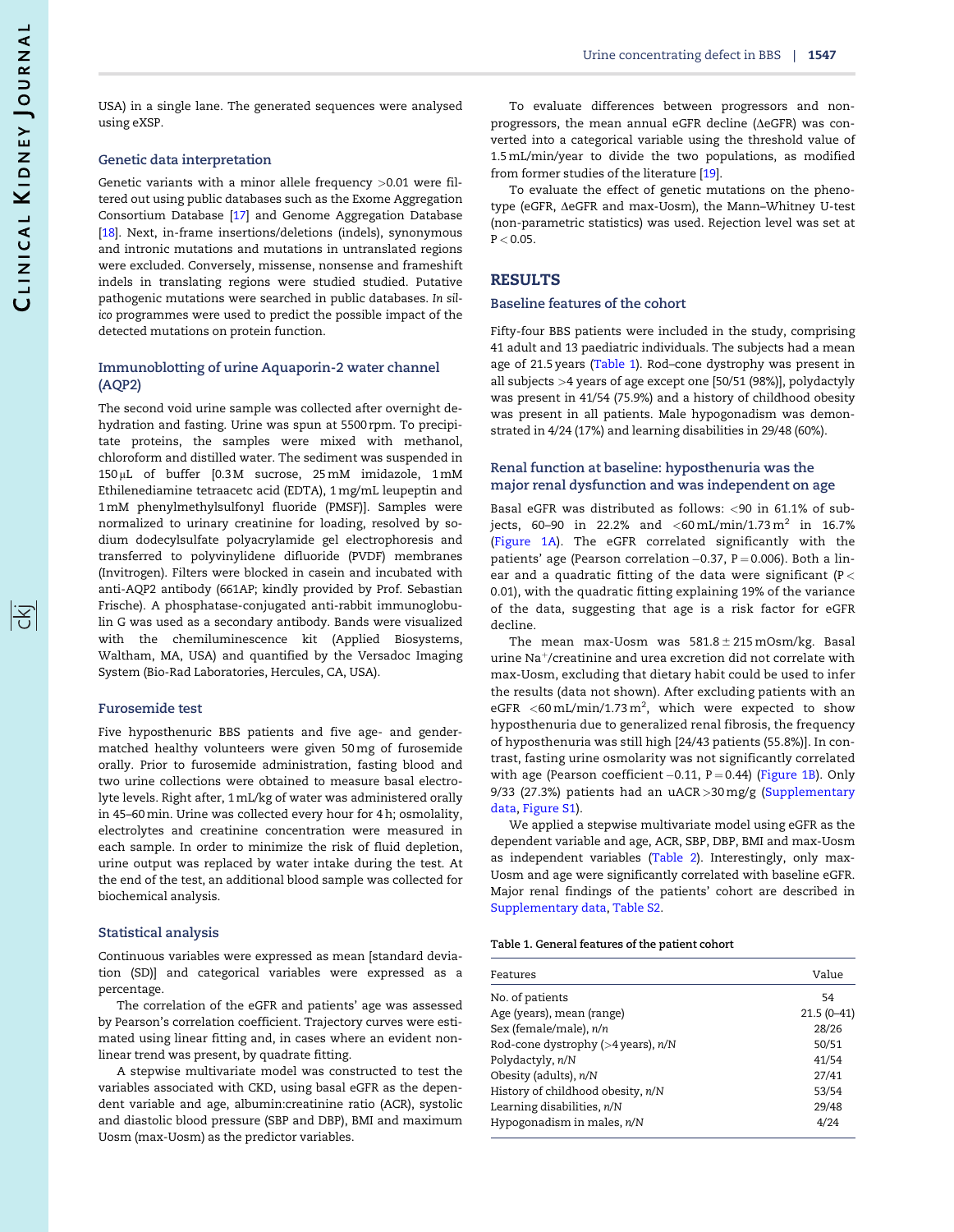USA) in a single lane. The generated sequences were analysed using eXSP.

### Genetic data interpretation

Genetic variants with a minor allele frequency >0.01 were filtered out using public databases such as the Exome Aggregation Consortium Database [17] and Genome Aggregation Database [18]. Next, in-frame insertions/deletions (indels), synonymous and intronic mutations and mutations in untranslated regions were excluded. Conversely, missense, nonsense and frameshift indels in translating regions were studied studied. Putative pathogenic mutations were searched in public databases. *In silico* programmes were used to predict the possible impact of the detected mutations on protein function.

### Immunoblotting of urine Aquaporin-2 water channel (AQP2)

The second void urine sample was collected after overnight dehydration and fasting. Urine was spun at 5500 rpm. To precipitate proteins, the samples were mixed with methanol, chloroform and distilled water. The sediment was suspended in 150 µL of buffer [0.3 M sucrose, 25 mM imidazole, 1 mM Ethilenediamine tetraacetc acid (EDTA), 1 mg/mL leupeptin and 1 mM phenylmethylsulfonyl fluoride (PMSF)]. Samples were normalized to urinary creatinine for loading, resolved by sodium dodecylsulfate polyacrylamide gel electrophoresis and transferred to polyvinylidene difluoride (PVDF) membranes (Invitrogen). Filters were blocked in casein and incubated with anti-AQP2 antibody (661AP; kindly provided by Prof. Sebastian Frische). A phosphatase-conjugated anti-rabbit immunoglobulin G was used as a secondary antibody. Bands were visualized with the chemiluminescence kit (Applied Biosystems, Waltham, MA, USA) and quantified by the Versadoc Imaging System (Bio-Rad Laboratories, Hercules, CA, USA).

### Furosemide test

Five hyposthenuric BBS patients and five age- and gender-matched healthy volunteers were given 50 mg of furosemide orally. Prior to furosemide administration, fasting blood and two urine collections were obtained to measure basal electrolyte levels. Right after, 1 mL/kg of water was administered orally in 45–60 min. Urine was collected every hour for 4 h; osmolality, electrolytes and creatinine concentration were measured in each sample. In order to minimize the risk of fluid depletion, urine output was replaced by water intake during the test. At the end of the test, an additional blood sample was collected for biochemical analysis.

### Statistical analysis

Continuous variables were expressed as mean [standard deviation (SD)] and categorical variables were expressed as a percentage.

The correlation of the eGFR and patients' age was assessed by Pearson's correlation coefficient. Trajectory curves were estimated using linear fitting and, in cases where an evident non-linear trend was present, by quadrate fitting.

A stepwise multivariate model was constructed to test the variables associated with CKD, using basal eGFR as the dependent variable and age, albumin:creatinine ratio (ACR), systolic and diastolic blood pressure (SBP and DBP), BMI and maximum Uosm (max-Uosm) as the predictor variables.

To evaluate differences between progressors and non-progressors, the mean annual eGFR decline (ΔeGFR) was converted into a categorical variable using the threshold value of 1.5 mL/min/year to divide the two populations, as modified from former studies of the literature [19].

To evaluate the effect of genetic mutations on the phenotype (eGFR, ΔeGFR and max-Uosm), the Mann–Whitney U-test (non-parametric statistics) was used. Rejection level was set at $P < 0.05$.

## RESULTS

### Baseline features of the cohort

Fifty-four BBS patients were included in the study, comprising 41 adult and 13 paediatric individuals. The subjects had a mean age of 21.5 years (Table 1). Rod–cone dystrophy was present in all subjects >4 years of age except one [50/51 (98%)], polydactyly was present in 41/54 (75.9%) and a history of childhood obesity was present in all patients. Male hypogonadism was demonstrated in 4/24 (17%) and learning disabilities in 29/48 (60%).

### Renal function at baseline: hyposthenuria was the major renal dysfunction and was independent on age

Basal eGFR was distributed as follows: <90 in 61.1% of subjects, 60–90 in 22.2% and <60 mL/min/1.73 $m^2$ in 16.7% (Figure 1A). The eGFR correlated significantly with the patients' age (Pearson correlation −0.37, P = 0.006). Both a linear and a quadratic fitting of the data were significant ($P < 0.01$), with the quadratic fitting explaining 19% of the variance of the data, suggesting that age is a risk factor for eGFR decline.

The mean max-Uosm was 581.8 ± 215 mOsm/kg. Basal urine $Na^+$/creatinine and urea excretion did not correlate with max-Uosm, excluding that dietary habit could be used to infer the results (data not shown). After excluding patients with an eGFR <60 mL/min/1.73 $m^2$, which were expected to show hyposthenuria due to generalized renal fibrosis, the frequency of hyposthenuria was still high [24/43 patients (55.8%)]. In contrast, fasting urine osmolarity was not significantly correlated with age (Pearson coefficient −0.11, P = 0.44) (Figure 1B). Only 9/33 (27.3%) patients had an uACR >30 mg/g (Supplementary data, Figure S1).

We applied a stepwise multivariate model using eGFR as the dependent variable and age, ACR, SBP, DBP, BMI and max-Uosm as independent variables (Table 2). Interestingly, only max-Uosm and age were significantly correlated with baseline eGFR. Major renal findings of the patients' cohort are described in Supplementary data, Table S2.

Table 1. General features of the patient cohort

| Features | Value |
|---|---|
| No. of patients | 54 |
| Age (years), mean (range) | 21.5 (0–41) |
| Sex (female/male), *n*/*n* | 28/26 |
| Rod-cone dystrophy (>4 years), *n*/*N* | 50/51 |
| Polydactyly, *n*/*N* | 41/54 |
| Obesity (adults), *n*/*N* | 27/41 |
| History of childhood obesity, *n*/*N* | 53/54 |
| Learning disabilities, *n*/*N* | 29/48 |
| Hypogonadism in males, *n*/*N* | 4/24 |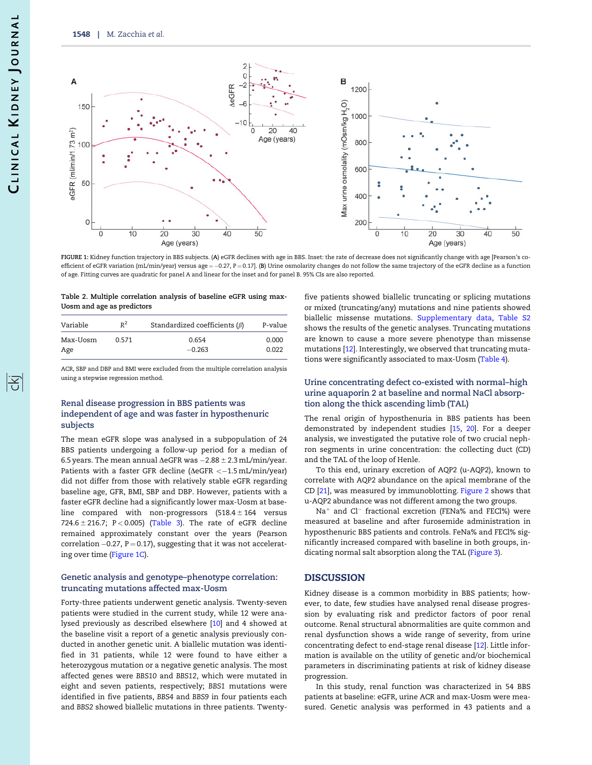FIGURE 1: Kidney function trajectory in BBS subjects. (A) eGFR declines with age in BBS. Inset: the rate of decrease does not significantly change with age [Pearson's coefficient of eGFR variation (mL/min/year) versus age = −0.27, P = 0.17]. (B) Urine osmolarity changes do not follow the same trajectory of the eGFR decline as a function of age. Fitting curves are quadratic for panel A and linear for the inset and for panel B. 95% CIs are also reported.

Table 2. Multiple correlation analysis of baseline eGFR using max-Uosm and age as predictors

| Variable | $R^2$ | Standardized coefficients (β) | P-value |
|---|---|---|---|
| Max-Uosm | 0.571 | 0.654 | 0.000 |
| Age | | −0.263 | 0.022 |

ACR, SBP and DBP and BMI were excluded from the multiple correlation analysis using a stepwise regression method.

### Renal disease progression in BBS patients was independent of age and was faster in hyposthenuric subjects

The mean eGFR slope was analysed in a subpopulation of 24 BBS patients undergoing a follow-up period for a median of 6.5 years. The mean annual ΔeGFR was −2.88 ± 2.3 mL/min/year. Patients with a faster GFR decline (ΔeGFR <−1.5 mL/min/year) did not differ from those with relatively stable eGFR regarding baseline age, GFR, BMI, SBP and DBP. However, patients with a faster eGFR decline had a significantly lower max-Uosm at baseline compared with non-progressors (518.4 ± 164 versus 724.6 ± 216.7; P < 0.005) (Table 3). The rate of eGFR decline remained approximately constant over the years (Pearson correlation −0.27, P = 0.17), suggesting that it was not accelerating over time (Figure 1C).

### Genetic analysis and genotype–phenotype correlation: truncating mutations affected max-Uosm

Forty-three patients underwent genetic analysis. Twenty-seven patients were studied in the current study, while 12 were analysed previously as described elsewhere [10] and 4 showed at the baseline visit a report of a genetic analysis previously conducted in another genetic unit. A biallelic mutation was identified in 31 patients, while 12 were found to have either a heterozygous mutation or a negative genetic analysis. The most affected genes were *BBS10* and *BBS12*, which were mutated in eight and seven patients, respectively; *BBS1* mutations were identified in five patients, *BBS4* and *BBS9* in four patients each and *BBS2* showed biallelic mutations in three patients. Twenty-five patients showed biallelic truncating or splicing mutations or mixed (truncating/any) mutations and nine patients showed biallelic missense mutations. Supplementary data, Table S2 shows the results of the genetic analyses. Truncating mutations are known to cause a more severe phenotype than missense mutations [12]. Interestingly, we observed that truncating mutations were significantly associated to max-Uosm (Table 4).

### Urine concentrating defect co-existed with normal–high urine aquaporin 2 at baseline and normal NaCl absorption along the thick ascending limb (TAL)

The renal origin of hyposthenuria in BBS patients has been demonstrated by independent studies [15, 20]. For a deeper analysis, we investigated the putative role of two crucial nephron segments in urine concentration: the collecting duct (CD) and the TAL of the loop of Henle.

To this end, urinary excretion of AQP2 (u-AQP2), known to correlate with AQP2 abundance on the apical membrane of the CD [21], was measured by immunoblotting. Figure 2 shows that u-AQP2 abundance was not different among the two groups.

$Na^+$ and $Cl^-$ fractional excretion (FENa% and FECl%) were measured at baseline and after furosemide administration in hyposthenuric BBS patients and controls. FeNa% and FECl% significantly increased compared with baseline in both groups, indicating normal salt absorption along the TAL (Figure 3).

## DISCUSSION

Kidney disease is a common morbidity in BBS patients; however, to date, few studies have analysed renal disease progression by evaluating risk and predictor factors of poor renal outcome. Renal structural abnormalities are quite common and renal dysfunction shows a wide range of severity, from urine concentrating defect to end-stage renal disease [12]. Little information is available on the utility of genetic and/or biochemical parameters in discriminating patients at risk of kidney disease progression.

In this study, renal function was characterized in 54 BBS patients at baseline: eGFR, urine ACR and max-Uosm were measured. Genetic analysis was performed in 43 patients and a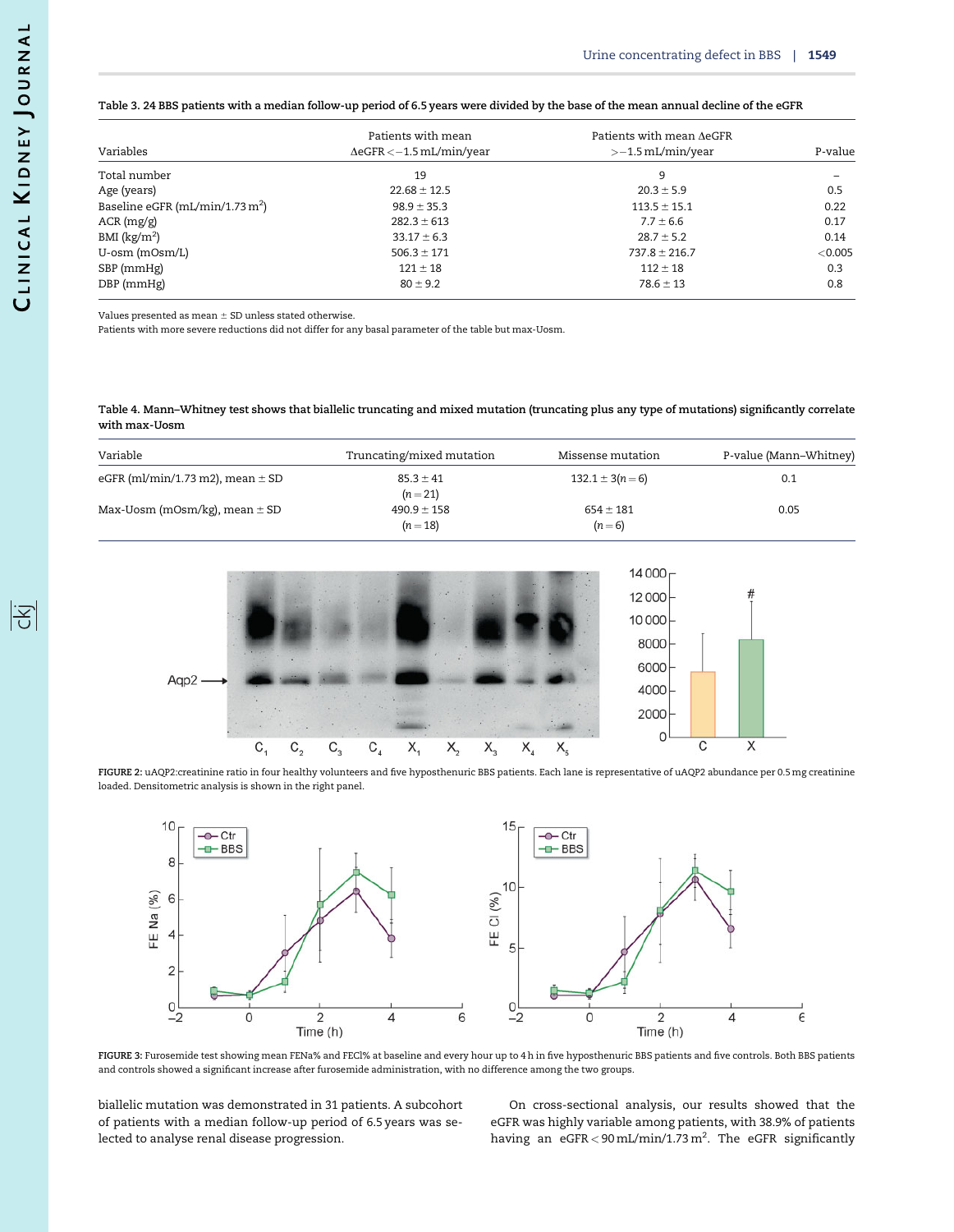Table 3. 24 BBS patients with a median follow-up period of 6.5 years were divided by the base of the mean annual decline of the eGFR

| Variables | Patients with mean ΔeGFR < −1.5 mL/min/year | Patients with mean ΔeGFR > −1.5 mL/min/year | P-value |
|---|---|---|---|
| Total number | 19 | 9 | – |
| Age (years) | 22.68 ± 12.5 | 20.3 ± 5.9 | 0.5 |
| Baseline eGFR (mL/min/1.73 m$^2$) | 98.9 ± 35.3 | 113.5 ± 15.1 | 0.22 |
| ACR (mg/g) | 282.3 ± 613 | 7.7 ± 6.6 | 0.17 |
| BMI (kg/m$^2$) | 33.17 ± 6.3 | 28.7 ± 5.2 | 0.14 |
| U-osm (mOsm/L) | 506.3 ± 171 | 737.8 ± 216.7 | <0.005 |
| SBP (mmHg) | 121 ± 18 | 112 ± 18 | 0.3 |
| DBP (mmHg) | 80 ± 9.2 | 78.6 ± 13 | 0.8 |

Values presented as mean ± SD unless stated otherwise.
Patients with more severe reductions did not differ for any basal parameter of the table but max-Uosm.

Table 4. Mann–Whitney test shows that biallelic truncating and mixed mutation (truncating plus any type of mutations) significantly correlate with max-Uosm

| Variable | Truncating/mixed mutation | Missense mutation | P-value (Mann–Whitney) |
|---|---|---|---|
| eGFR (ml/min/1.73 m2), mean ± SD | 85.3 ± 41 ($n = 21$) | 132.1 ± 3($n = 6$) | 0.1 |
| Max-Uosm (mOsm/kg), mean ± SD | 490.9 ± 158 ($n = 18$) | 654 ± 181 ($n = 6$) | 0.05 |

FIGURE 2: uAQP2:creatinine ratio in four healthy volunteers and five hyposthenuric BBS patients. Each lane is representative of uAQP2 abundance per 0.5 mg creatinine loaded. Densitometric analysis is shown in the right panel.

FIGURE 3: Furosemide test showing mean FENa% and FECl% at baseline and every hour up to 4 h in five hyposthenuric BBS patients and five controls. Both BBS patients and controls showed a significant increase after furosemide administration, with no difference among the two groups.

biallelic mutation was demonstrated in 31 patients. A subcohort of patients with a median follow-up period of 6.5 years was selected to analyse renal disease progression.

On cross-sectional analysis, our results showed that the eGFR was highly variable among patients, with 38.9% of patients having an eGFR < 90 mL/min/1.73 m$^2$. The eGFR significantly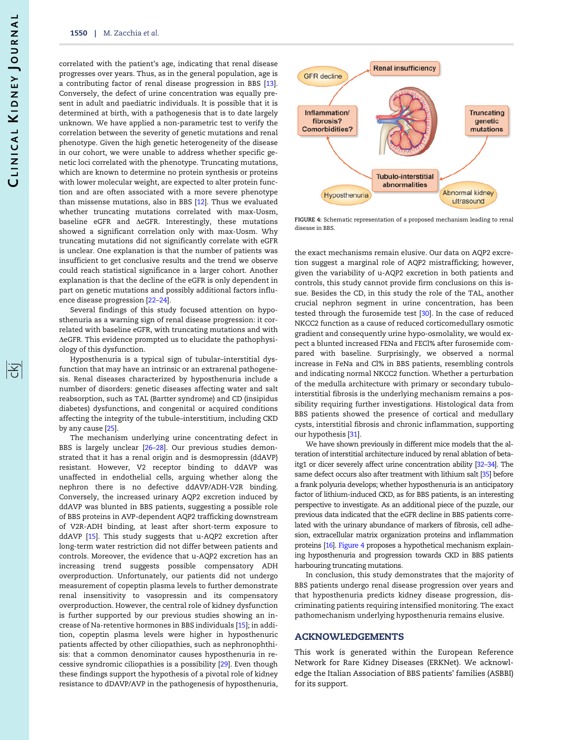correlated with the patient's age, indicating that renal disease progresses over years. Thus, as in the general population, age is a contributing factor of renal disease progression in BBS [13]. Conversely, the defect of urine concentration was equally present in adult and paediatric individuals. It is possible that it is determined at birth, with a pathogenesis that is to date largely unknown. We have applied a non-parametric test to verify the correlation between the severity of genetic mutations and renal phenotype. Given the high genetic heterogeneity of the disease in our cohort, we were unable to address whether specific genetic loci correlated with the phenotype. Truncating mutations, which are known to determine no protein synthesis or proteins with lower molecular weight, are expected to alter protein function and are often associated with a more severe phenotype than missense mutations, also in BBS [12]. Thus we evaluated whether truncating mutations correlated with max-Uosm, baseline eGFR and ΔeGFR. Interestingly, these mutations showed a significant correlation only with max-Uosm. Why truncating mutations did not significantly correlate with eGFR is unclear. One explanation is that the number of patients was insufficient to get conclusive results and the trend we observe could reach statistical significance in a larger cohort. Another explanation is that the decline of the eGFR is only dependent in part on genetic mutations and possibly additional factors influence disease progression [22–24].

Several findings of this study focused attention on hyposthenuria as a warning sign of renal disease progression: it correlated with baseline eGFR, with truncating mutations and with ΔeGFR. This evidence prompted us to elucidate the pathophysiology of this dysfunction.

Hyposthenuria is a typical sign of tubular–interstitial dysfunction that may have an intrinsic or an extrarenal pathogenesis. Renal diseases characterized by hyposthenuria include a number of disorders: genetic diseases affecting water and salt reabsorption, such as TAL (Bartter syndrome) and CD (insipidus diabetes) dysfunctions, and congenital or acquired conditions affecting the integrity of the tubule–interstitium, including CKD by any cause [25].

The mechanism underlying urine concentrating defect in BBS is largely unclear [26–28]. Our previous studies demonstrated that it has a renal origin and is desmopressin (ddAVP) resistant. However, V2 receptor binding to ddAVP was unaffected in endothelial cells, arguing whether along the nephron there is no defective ddAVP/ADH-V2R binding. Conversely, the increased urinary AQP2 excretion induced by ddAVP was blunted in BBS patients, suggesting a possible role of BBS proteins in AVP-dependent AQP2 trafficking downstream of V2R-ADH binding, at least after short-term exposure to ddAVP [15]. This study suggests that u-AQP2 excretion after long-term water restriction did not differ between patients and controls. Moreover, the evidence that u-AQP2 excretion has an increasing trend suggests possible compensatory ADH overproduction. Unfortunately, our patients did not undergo measurement of copeptin plasma levels to further demonstrate renal insensitivity to vasopressin and its compensatory overproduction. However, the central role of kidney dysfunction is further supported by our previous studies showing an increase of Na-retentive hormones in BBS individuals [15]; in addition, copeptin plasma levels were higher in hyposthenuric patients affected by other ciliopathies, such as nephronophthisis: that a common denominator causes hyposthenuria in recessive syndromic ciliopathies is a possibility [29]. Even though these findings support the hypothesis of a pivotal role of kidney resistance to dDAVP/AVP in the pathogenesis of hyposthenuria, the exact mechanisms remain elusive. Our data on AQP2 excretion suggest a marginal role of AQP2 mistrafficking; however, given the variability of u-AQP2 excretion in both patients and controls, this study cannot provide firm conclusions on this issue. Besides the CD, in this study the role of the TAL, another crucial nephron segment in urine concentration, has been tested through the furosemide test [30]. In the case of reduced NKCC2 function as a cause of reduced corticomedullary osmotic gradient and consequently urine hypo-osmolality, we would expect a blunted increased FENa and FECl% after furosemide compared with baseline. Surprisingly, we observed a normal increase in FeNa and Cl% in BBS patients, resembling controls and indicating normal NKCC2 function. Whether a perturbation of the medulla architecture with primary or secondary tubulointerstitial fibrosis is the underlying mechanism remains a possibility requiring further investigations. Histological data from BBS patients showed the presence of cortical and medullary cysts, interstitial fibrosis and chronic inflammation, supporting our hypothesis [31].

We have shown previously in different mice models that the alteration of interstitial architecture induced by renal ablation of beta-itg1 or dicer severely affect urine concentration ability [32–34]. The same defect occurs also after treatment with lithium salt [35] before a frank polyuria develops; whether hyposthenuria is an anticipatory factor of lithium-induced CKD, as for BBS patients, is an interesting perspective to investigate. As an additional piece of the puzzle, our previous data indicated that the eGFR decline in BBS patients correlated with the urinary abundance of markers of fibrosis, cell adhesion, extracellular matrix organization proteins and inflammation proteins [16]. Figure 4 proposes a hypothetical mechanism explaining hyposthenuria and progression towards CKD in BBS patients harbouring truncating mutations.

FIGURE 4: Schematic representation of a proposed mechanism leading to renal disease in BBS.

In conclusion, this study demonstrates that the majority of BBS patients undergo renal disease progression over years and that hyposthenuria predicts kidney disease progression, discriminating patients requiring intensified monitoring. The exact pathomechanism underlying hyposthenuria remains elusive.

## ACKNOWLEDGEMENTS

This work is generated within the European Reference Network for Rare Kidney Diseases (ERKNet). We acknowledge the Italian Association of BBS patients' families (ASBBI) for its support.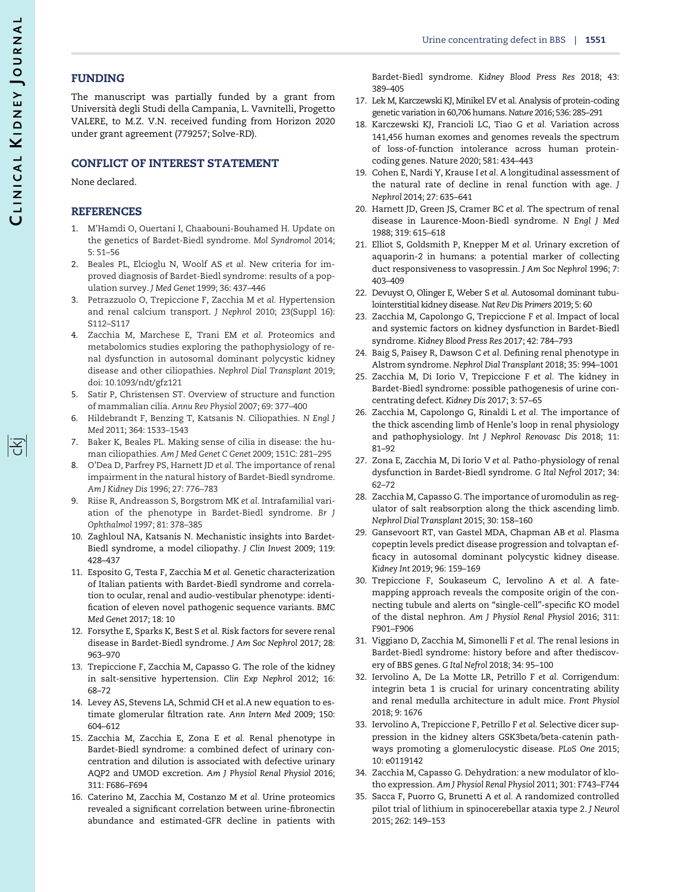## FUNDING

The manuscript was partially funded by a grant from Università degli Studi della Campania, L. Vavnitelli, Progetto VALERE, to M.Z. V.N. received funding from Horizon 2020 under grant agreement (779257; Solve-RD).

## CONFLICT OF INTEREST STATEMENT

None declared.

## REFERENCES

1. M'Hamdi O, Ouertani I, Chaabouni-Bouhamed H. Update on the genetics of Bardet-Biedl syndrome. *Mol Syndromol* 2014; 5: 51–56
2. Beales PL, Elcioglu N, Woolf AS *et al*. New criteria for improved diagnosis of Bardet-Biedl syndrome: results of a population survey. *J Med Genet* 1999; 36: 437–446
3. Petrazzuolo O, Trepiccione F, Zacchia M *et al*. Hypertension and renal calcium transport. *J Nephrol* 2010; 23(Suppl 16): S112–S117
4. Zacchia M, Marchese E, Trani EM *et al*. Proteomics and metabolomics studies exploring the pathophysiology of renal dysfunction in autosomal dominant polycystic kidney disease and other ciliopathies. *Nephrol Dial Transplant* 2019; doi: 10.1093/ndt/gfz121
5. Satir P, Christensen ST. Overview of structure and function of mammalian cilia. *Annu Rev Physiol* 2007; 69: 377–400
6. Hildebrandt F, Benzing T, Katsanis N. Ciliopathies. *N Engl J Med* 2011; 364: 1533–1543
7. Baker K, Beales PL. Making sense of cilia in disease: the human ciliopathies. *Am J Med Genet C Genet* 2009; 151C: 281–295
8. O'Dea D, Parfrey PS, Harnett JD *et al*. The importance of renal impairment in the natural history of Bardet-Biedl syndrome. *Am J Kidney Dis* 1996; 27: 776–783
9. Riise R, Andreasson S, Borgstrom MK *et al*. Intrafamilial variation of the phenotype in Bardet-Biedl syndrome. *Br J Ophthalmol* 1997; 81: 378–385
10. Zaghloul NA, Katsanis N. Mechanistic insights into Bardet-Biedl syndrome, a model ciliopathy. *J Clin Invest* 2009; 119: 428–437
11. Esposito G, Testa F, Zacchia M *et al*. Genetic characterization of Italian patients with Bardet-Biedl syndrome and correlation to ocular, renal and audio-vestibular phenotype: identification of eleven novel pathogenic sequence variants. *BMC Med Genet* 2017; 18: 10
12. Forsythe E, Sparks K, Best S *et al*. Risk factors for severe renal disease in Bardet-Biedl syndrome. *J Am Soc Nephrol* 2017; 28: 963–970
13. Trepiccione F, Zacchia M, Capasso G. The role of the kidney in salt-sensitive hypertension. *Clin Exp Nephrol* 2012; 16: 68–72
14. Levey AS, Stevens LA, Schmid CH et al.A new equation to estimate glomerular filtration rate. *Ann Intern Med* 2009; 150: 604–612
15. Zacchia M, Zacchia E, Zona E *et al*. Renal phenotype in Bardet-Biedl syndrome: a combined defect of urinary concentration and dilution is associated with defective urinary AQP2 and UMOD excretion. *Am J Physiol Renal Physiol* 2016; 311: F686–F694
16. Caterino M, Zacchia M, Costanzo M *et al*. Urine proteomics revealed a significant correlation between urine-fibronectin abundance and estimated-GFR decline in patients with Bardet-Biedl syndrome. *Kidney Blood Press Res* 2018; 43: 389–405
17. Lek M, Karczewski KJ, Minikel EV et al. Analysis of protein-coding genetic variation in 60,706 humans. *Nature* 2016; 536: 285–291
18. Karczewski KJ, Francioli LC, Tiao G *et al*. Variation across 141,456 human exomes and genomes reveals the spectrum of loss-of-function intolerance across human protein-coding genes. Nature 2020; 581: 434–443
19. Cohen E, Nardi Y, Krause I *et al*. A longitudinal assessment of the natural rate of decline in renal function with age. *J Nephrol* 2014; 27: 635–641
20. Harnett JD, Green JS, Cramer BC *et al*. The spectrum of renal disease in Laurence-Moon-Biedl syndrome. *N Engl J Med* 1988; 319: 615–618
21. Elliot S, Goldsmith P, Knepper M *et al*. Urinary excretion of aquaporin-2 in humans: a potential marker of collecting duct responsiveness to vasopressin. *J Am Soc Nephrol* 1996; 7: 403–409
22. Devuyst O, Olinger E, Weber S *et al*. Autosomal dominant tubulointerstitial kidney disease. *Nat Rev Dis Primers* 2019; 5: 60
23. Zacchia M, Capolongo G, Trepiccione F *et al*. Impact of local and systemic factors on kidney dysfunction in Bardet-Biedl syndrome. *Kidney Blood Press Res* 2017; 42: 784–793
24. Baig S, Paisey R, Dawson C *et al*. Defining renal phenotype in Alstrom syndrome. *Nephrol Dial Transplant* 2018; 35: 994–1001
25. Zacchia M, Di Iorio V, Trepiccione F *et al*. The kidney in Bardet-Biedl syndrome: possible pathogenesis of urine concentrating defect. *Kidney Dis* 2017; 3: 57–65
26. Zacchia M, Capolongo G, Rinaldi L *et al*. The importance of the thick ascending limb of Henle's loop in renal physiology and pathophysiology. *Int J Nephrol Renovasc Dis* 2018; 11: 81–92
27. Zona E, Zacchia M, Di Iorio V *et al*. Patho-physiology of renal dysfunction in Bardet-Biedl syndrome. *G Ital Nefrol* 2017; 34: 62–72
28. Zacchia M, Capasso G. The importance of uromodulin as regulator of salt reabsorption along the thick ascending limb. *Nephrol Dial Transplant* 2015; 30: 158–160
29. Gansevoort RT, van Gastel MDA, Chapman AB *et al*. Plasma copeptin levels predict disease progression and tolvaptan efficacy in autosomal dominant polycystic kidney disease. *Kidney Int* 2019; 96: 159–169
30. Trepiccione F, Soukaseum C, Iervolino A *et al*. A fate-mapping approach reveals the composite origin of the connecting tubule and alerts on "single-cell"-specific KO model of the distal nephron. *Am J Physiol Renal Physiol* 2016; 311: F901–F906
31. Viggiano D, Zacchia M, Simonelli F *et al*. The renal lesions in Bardet-Biedl syndrome: history before and after thediscovery of BBS genes. *G Ital Nefrol* 2018; 34: 95–100
32. Iervolino A, De La Motte LR, Petrillo F *et al*. Corrigendum: integrin beta 1 is crucial for urinary concentrating ability and renal medulla architecture in adult mice. *Front Physiol* 2018; 9: 1676
33. Iervolino A, Trepiccione F, Petrillo F *et al*. Selective dicer suppression in the kidney alters GSK3beta/beta-catenin pathways promoting a glomerulocystic disease. *PLoS One* 2015; 10: e0119142
34. Zacchia M, Capasso G. Dehydration: a new modulator of klotho expression. *Am J Physiol Renal Physiol* 2011; 301: F743–F744
35. Sacca F, Puorro G, Brunetti A *et al*. A randomized controlled pilot trial of lithium in spinocerebellar ataxia type 2. *J Neurol* 2015; 262: 149–153